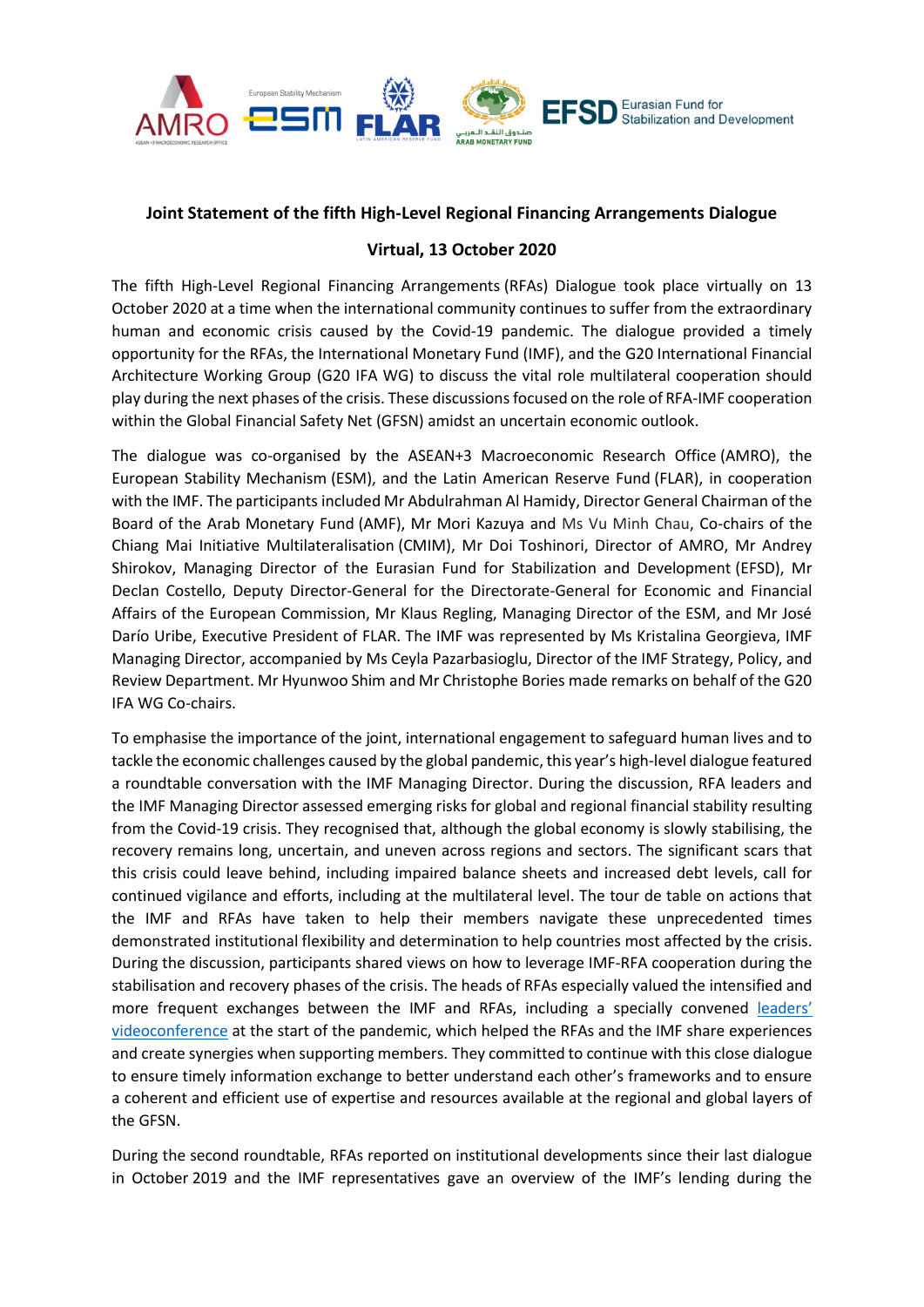**Joint Statement of the fifth High-Level Regional Financing Arrangements Dialogue**

**Virtual, 13 October 2020**

The fifth High-Level Regional Financing Arrangements (RFAs) Dialogue took place virtually on 13 October 2020 at a time when the international community continues to suffer from the extraordinary human and economic crisis caused by the Covid-19 pandemic. The dialogue provided a timely opportunity for the RFAs, the International Monetary Fund (IMF), and the G20 International Financial Architecture Working Group (G20 IFA WG) to discuss the vital role multilateral cooperation should play during the next phases of the crisis. These discussions focused on the role of RFA-IMF cooperation within the Global Financial Safety Net (GFSN) amidst an uncertain economic outlook.

The dialogue was co-organised by the ASEAN+3 Macroeconomic Research Office (AMRO), the European Stability Mechanism (ESM), and the Latin American Reserve Fund (FLAR), in cooperation with the IMF. The participants included Mr Abdulrahman Al Hamidy, Director General Chairman of the Board of the Arab Monetary Fund (AMF), Mr Mori Kazuya and Ms Vu Minh Chau, Co-chairs of the Chiang Mai Initiative Multilateralisation (CMIM), Mr Doi Toshinori, Director of AMRO, Mr Andrey Shirokov, Managing Director of the Eurasian Fund for Stabilization and Development (EFSD), Mr Declan Costello, Deputy Director-General for the Directorate-General for Economic and Financial Affairs of the European Commission, Mr Klaus Regling, Managing Director of the ESM, and Mr José Darío Uribe, Executive President of FLAR. The IMF was represented by Ms Kristalina Georgieva, IMF Managing Director, accompanied by Ms Ceyla Pazarbasioglu, Director of the IMF Strategy, Policy, and Review Department. Mr Hyunwoo Shim and Mr Christophe Bories made remarks on behalf of the G20 IFA WG Co-chairs.

To emphasise the importance of the joint, international engagement to safeguard human lives and to tackle the economic challenges caused by the global pandemic, this year's high-level dialogue featured a roundtable conversation with the IMF Managing Director. During the discussion, RFA leaders and the IMF Managing Director assessed emerging risks for global and regional financial stability resulting from the Covid-19 crisis. They recognised that, although the global economy is slowly stabilising, the recovery remains long, uncertain, and uneven across regions and sectors. The significant scars that this crisis could leave behind, including impaired balance sheets and increased debt levels, call for continued vigilance and efforts, including at the multilateral level. The tour de table on actions that the IMF and RFAs have taken to help their members navigate these unprecedented times demonstrated institutional flexibility and determination to help countries most affected by the crisis. During the discussion, participants shared views on how to leverage IMF-RFA cooperation during the stabilisation and recovery phases of the crisis. The heads of RFAs especially valued the intensified and more frequent exchanges between the IMF and RFAs, including a specially convened leaders' videoconference at the start of the pandemic, which helped the RFAs and the IMF share experiences and create synergies when supporting members. They committed to continue with this close dialogue to ensure timely information exchange to better understand each other's frameworks and to ensure a coherent and efficient use of expertise and resources available at the regional and global layers of the GFSN.

During the second roundtable, RFAs reported on institutional developments since their last dialogue in October 2019 and the IMF representatives gave an overview of the IMF's lending during the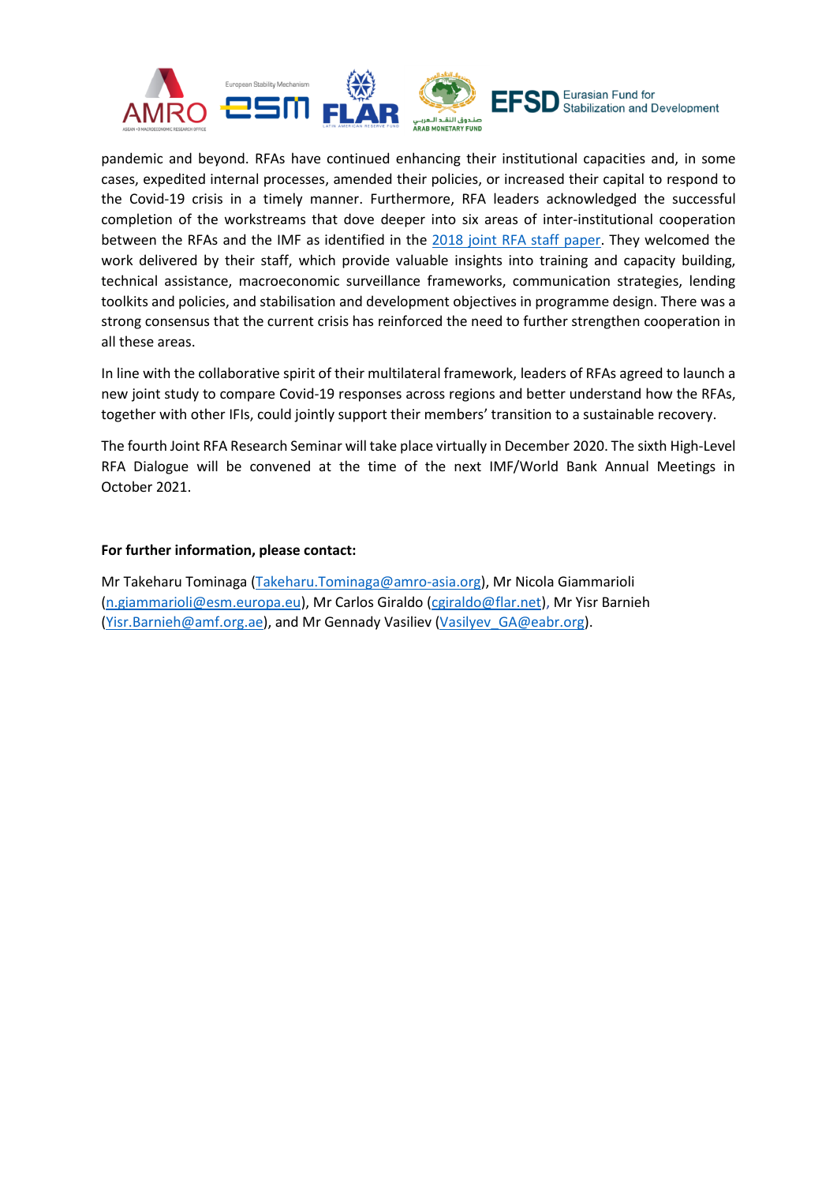pandemic and beyond. RFAs have continued enhancing their institutional capacities and, in some cases, expedited internal processes, amended their policies, or increased their capital to respond to the Covid-19 crisis in a timely manner. Furthermore, RFA leaders acknowledged the successful completion of the workstreams that dove deeper into six areas of inter-institutional cooperation between the RFAs and the IMF as identified in the [2018 joint RFA staff paper](). They welcomed the work delivered by their staff, which provide valuable insights into training and capacity building, technical assistance, macroeconomic surveillance frameworks, communication strategies, lending toolkits and policies, and stabilisation and development objectives in programme design. There was a strong consensus that the current crisis has reinforced the need to further strengthen cooperation in all these areas.

In line with the collaborative spirit of their multilateral framework, leaders of RFAs agreed to launch a new joint study to compare Covid-19 responses across regions and better understand how the RFAs, together with other IFIs, could jointly support their members' transition to a sustainable recovery.

The fourth Joint RFA Research Seminar will take place virtually in December 2020. The sixth High-Level RFA Dialogue will be convened at the time of the next IMF/World Bank Annual Meetings in October 2021.

**For further information, please contact:**

Mr Takeharu Tominaga (Takeharu.Tominaga@amro-asia.org), Mr Nicola Giammarioli (n.giammarioli@esm.europa.eu), Mr Carlos Giraldo (cgiraldo@flar.net), Mr Yisr Barnieh (Yisr.Barnieh@amf.org.ae), and Mr Gennady Vasiliev (Vasilyev_GA@eabr.org).